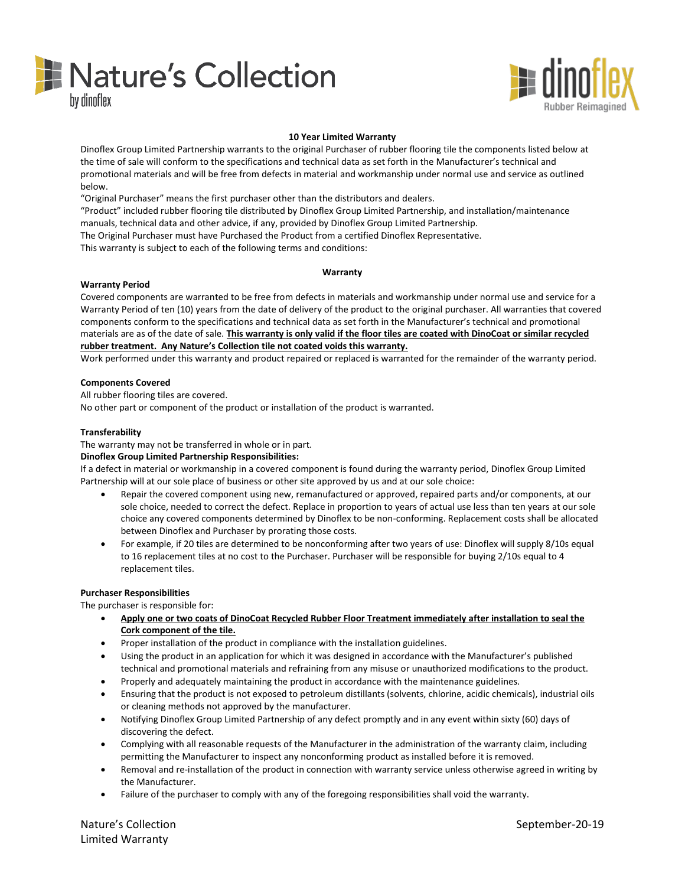Nature's Collection by dinoflex

dinoflex Rubber Reimagined

## 10 Year Limited Warranty

Dinoflex Group Limited Partnership warrants to the original Purchaser of rubber flooring tile the components listed below at the time of sale will conform to the specifications and technical data as set forth in the Manufacturer's technical and promotional materials and will be free from defects in material and workmanship under normal use and service as outlined below.

"Original Purchaser" means the first purchaser other than the distributors and dealers.

"Product" included rubber flooring tile distributed by Dinoflex Group Limited Partnership, and installation/maintenance manuals, technical data and other advice, if any, provided by Dinoflex Group Limited Partnership.

The Original Purchaser must have Purchased the Product from a certified Dinoflex Representative.

This warranty is subject to each of the following terms and conditions:

## Warranty

### Warranty Period

Covered components are warranted to be free from defects in materials and workmanship under normal use and service for a Warranty Period of ten (10) years from the date of delivery of the product to the original purchaser. All warranties that covered components conform to the specifications and technical data as set forth in the Manufacturer's technical and promotional materials are as of the date of sale. **This warranty is only valid if the floor tiles are coated with DinoCoat or similar recycled rubber treatment. Any Nature's Collection tile not coated voids this warranty.**

Work performed under this warranty and product repaired or replaced is warranted for the remainder of the warranty period.

### Components Covered

All rubber flooring tiles are covered.

No other part or component of the product or installation of the product is warranted.

### Transferability

The warranty may not be transferred in whole or in part.

### Dinoflex Group Limited Partnership Responsibilities:

If a defect in material or workmanship in a covered component is found during the warranty period, Dinoflex Group Limited Partnership will at our sole place of business or other site approved by us and at our sole choice:

- Repair the covered component using new, remanufactured or approved, repaired parts and/or components, at our sole choice, needed to correct the defect. Replace in proportion to years of actual use less than ten years at our sole choice any covered components determined by Dinoflex to be non-conforming. Replacement costs shall be allocated between Dinoflex and Purchaser by prorating those costs.
- For example, if 20 tiles are determined to be nonconforming after two years of use: Dinoflex will supply 8/10s equal to 16 replacement tiles at no cost to the Purchaser. Purchaser will be responsible for buying 2/10s equal to 4 replacement tiles.

### Purchaser Responsibilities

The purchaser is responsible for:

- **Apply one or two coats of DinoCoat Recycled Rubber Floor Treatment immediately after installation to seal the Cork component of the tile.**
- Proper installation of the product in compliance with the installation guidelines.
- Using the product in an application for which it was designed in accordance with the Manufacturer's published technical and promotional materials and refraining from any misuse or unauthorized modifications to the product.
- Properly and adequately maintaining the product in accordance with the maintenance guidelines.
- Ensuring that the product is not exposed to petroleum distillants (solvents, chlorine, acidic chemicals), industrial oils or cleaning methods not approved by the manufacturer.
- Notifying Dinoflex Group Limited Partnership of any defect promptly and in any event within sixty (60) days of discovering the defect.
- Complying with all reasonable requests of the Manufacturer in the administration of the warranty claim, including permitting the Manufacturer to inspect any nonconforming product as installed before it is removed.
- Removal and re-installation of the product in connection with warranty service unless otherwise agreed in writing by the Manufacturer.
- Failure of the purchaser to comply with any of the foregoing responsibilities shall void the warranty.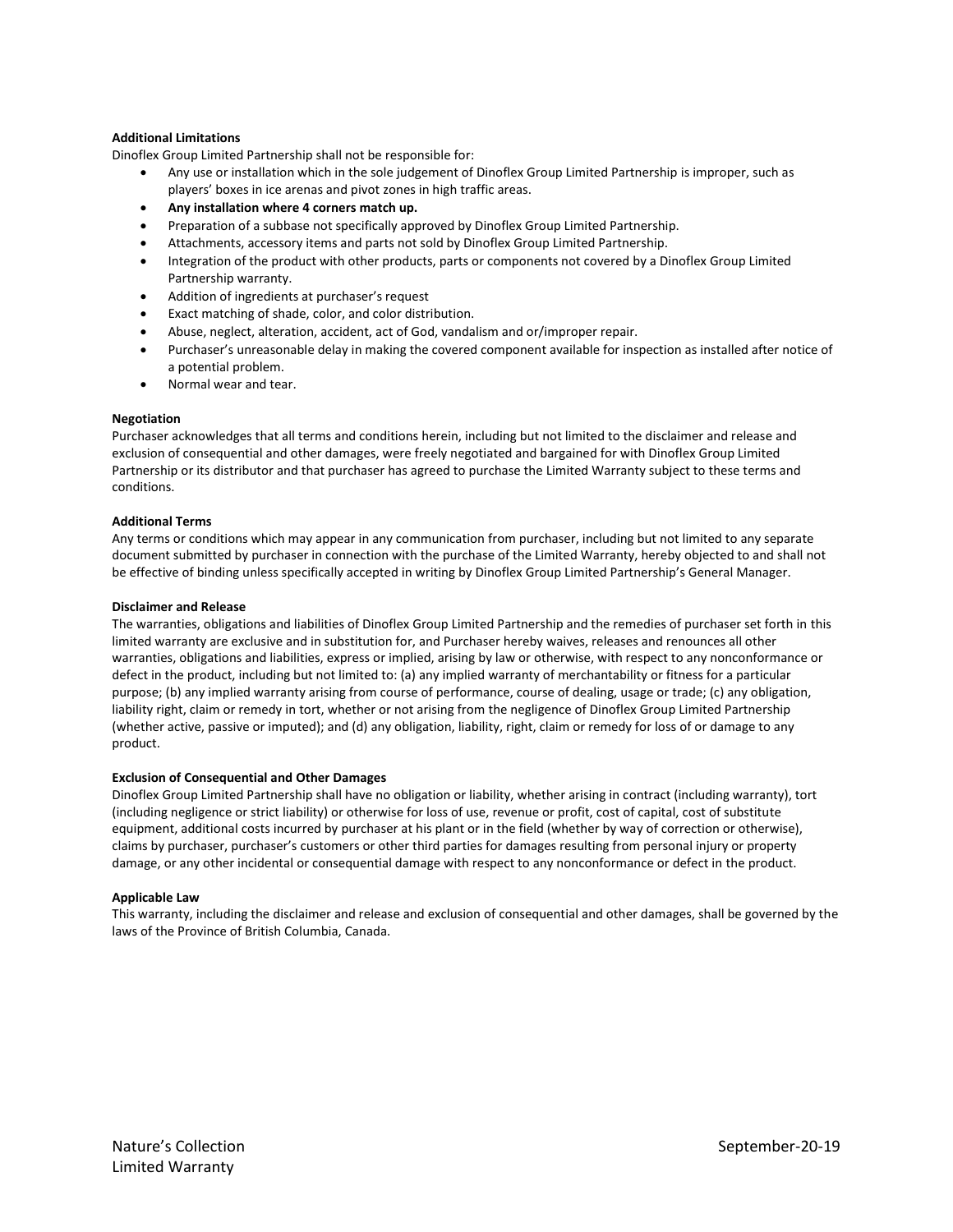**Additional Limitations**

Dinoflex Group Limited Partnership shall not be responsible for:

- Any use or installation which in the sole judgement of Dinoflex Group Limited Partnership is improper, such as players' boxes in ice arenas and pivot zones in high traffic areas.
- **Any installation where 4 corners match up.**
- Preparation of a subbase not specifically approved by Dinoflex Group Limited Partnership.
- Attachments, accessory items and parts not sold by Dinoflex Group Limited Partnership.
- Integration of the product with other products, parts or components not covered by a Dinoflex Group Limited Partnership warranty.
- Addition of ingredients at purchaser's request
- Exact matching of shade, color, and color distribution.
- Abuse, neglect, alteration, accident, act of God, vandalism and or/improper repair.
- Purchaser's unreasonable delay in making the covered component available for inspection as installed after notice of a potential problem.
- Normal wear and tear.

**Negotiation**

Purchaser acknowledges that all terms and conditions herein, including but not limited to the disclaimer and release and exclusion of consequential and other damages, were freely negotiated and bargained for with Dinoflex Group Limited Partnership or its distributor and that purchaser has agreed to purchase the Limited Warranty subject to these terms and conditions.

**Additional Terms**

Any terms or conditions which may appear in any communication from purchaser, including but not limited to any separate document submitted by purchaser in connection with the purchase of the Limited Warranty, hereby objected to and shall not be effective of binding unless specifically accepted in writing by Dinoflex Group Limited Partnership's General Manager.

**Disclaimer and Release**

The warranties, obligations and liabilities of Dinoflex Group Limited Partnership and the remedies of purchaser set forth in this limited warranty are exclusive and in substitution for, and Purchaser hereby waives, releases and renounces all other warranties, obligations and liabilities, express or implied, arising by law or otherwise, with respect to any nonconformance or defect in the product, including but not limited to: (a) any implied warranty of merchantability or fitness for a particular purpose; (b) any implied warranty arising from course of performance, course of dealing, usage or trade; (c) any obligation, liability right, claim or remedy in tort, whether or not arising from the negligence of Dinoflex Group Limited Partnership (whether active, passive or imputed); and (d) any obligation, liability, right, claim or remedy for loss of or damage to any product.

**Exclusion of Consequential and Other Damages**

Dinoflex Group Limited Partnership shall have no obligation or liability, whether arising in contract (including warranty), tort (including negligence or strict liability) or otherwise for loss of use, revenue or profit, cost of capital, cost of substitute equipment, additional costs incurred by purchaser at his plant or in the field (whether by way of correction or otherwise), claims by purchaser, purchaser's customers or other third parties for damages resulting from personal injury or property damage, or any other incidental or consequential damage with respect to any nonconformance or defect in the product.

**Applicable Law**

This warranty, including the disclaimer and release and exclusion of consequential and other damages, shall be governed by the laws of the Province of British Columbia, Canada.